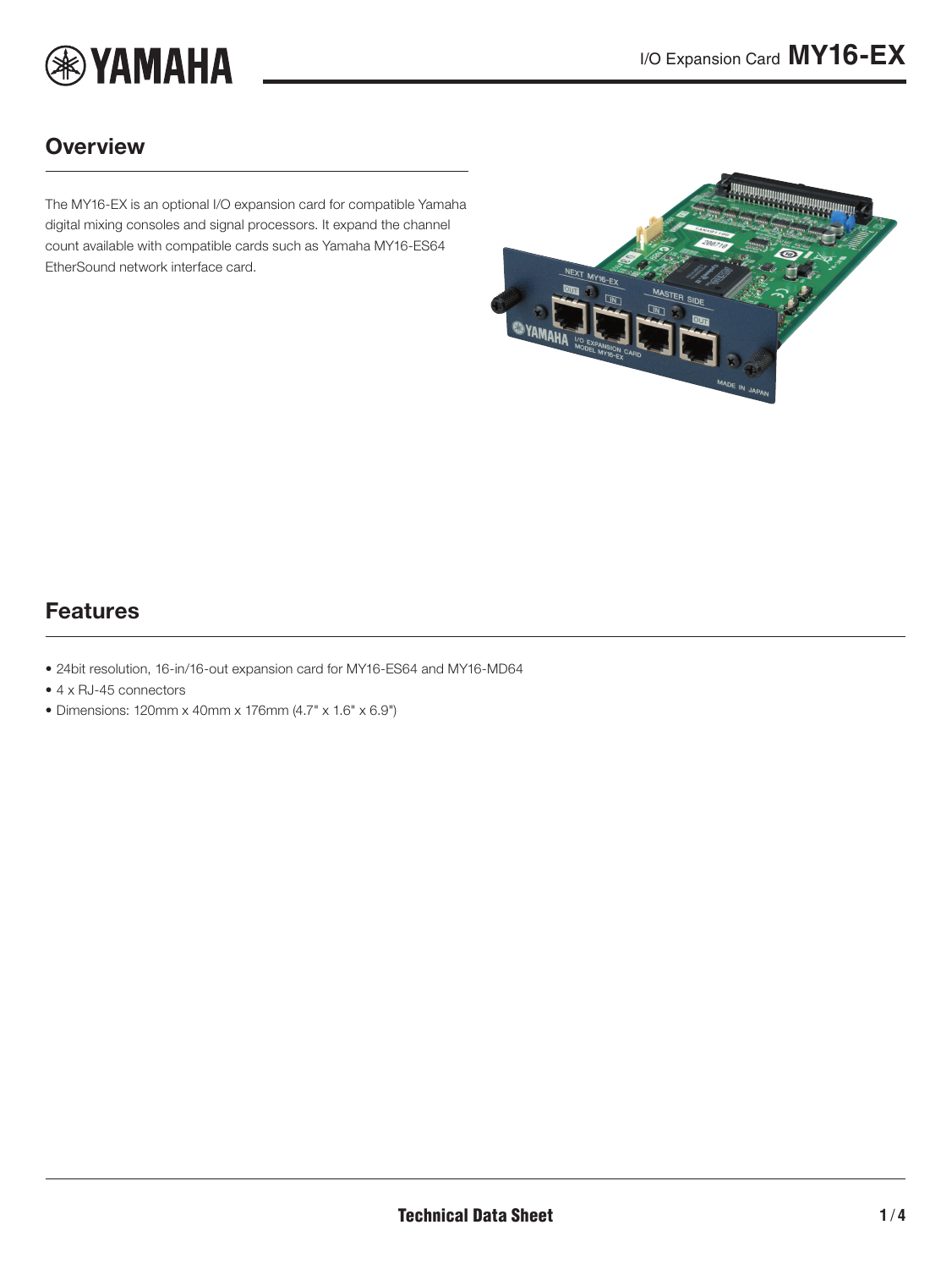# I/O Expansion Card **MY16-EX**

## Overview

The MY16-EX is an optional I/O expansion card for compatible Yamaha digital mixing consoles and signal processors. It expand the channel count available with compatible cards such as Yamaha MY16-ES64 EtherSound network interface card.

## Features

- 24bit resolution, 16-in/16-out expansion card for MY16-ES64 and MY16-MD64
- 4 x RJ-45 connectors
- Dimensions: 120mm x 40mm x 176mm (4.7" x 1.6" x 6.9")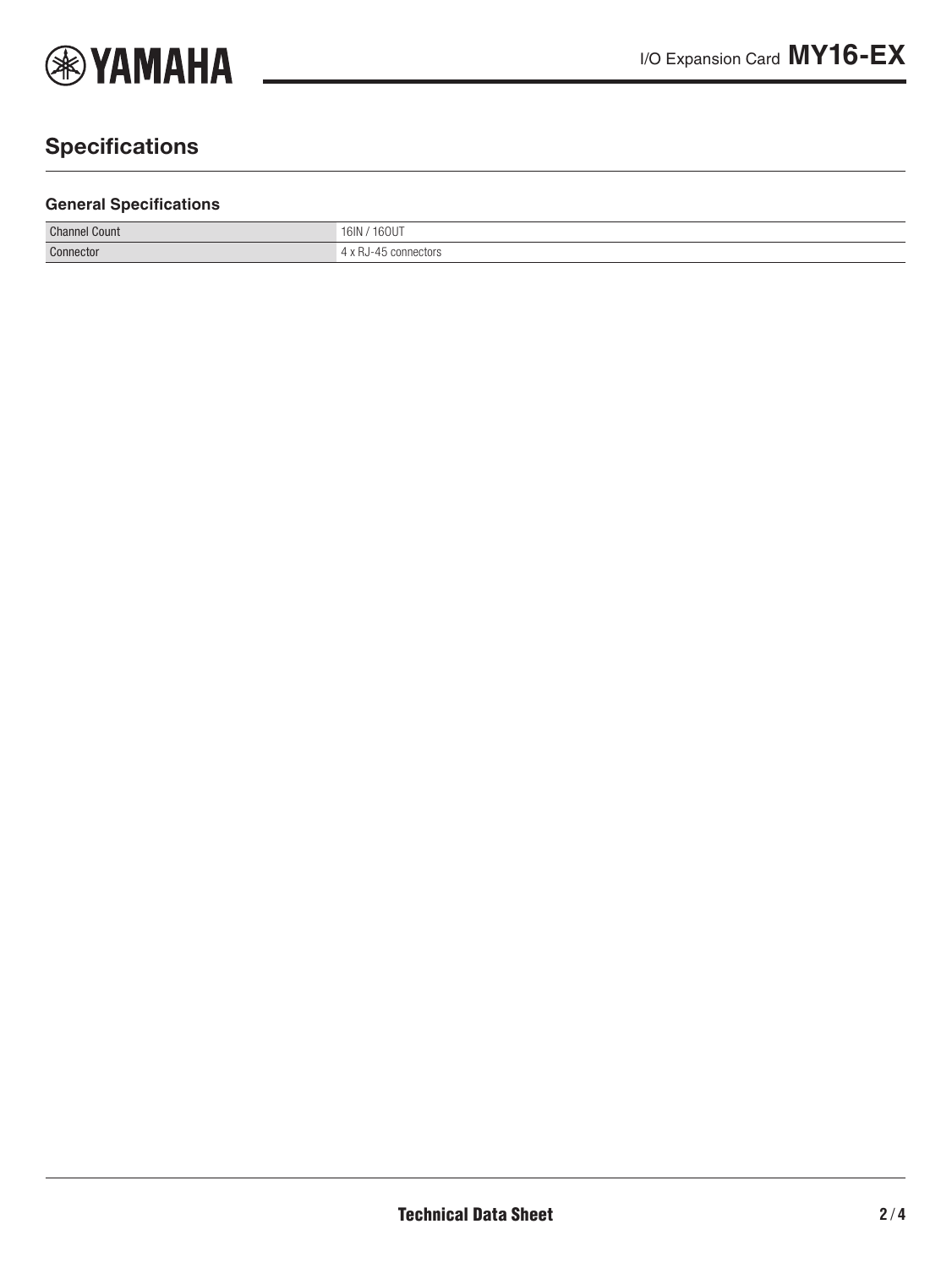# Specifications

## General Specifications

| | |
|---|---|
| Channel Count | 16IN / 16OUT |
| Connector | 4 x RJ-45 connectors |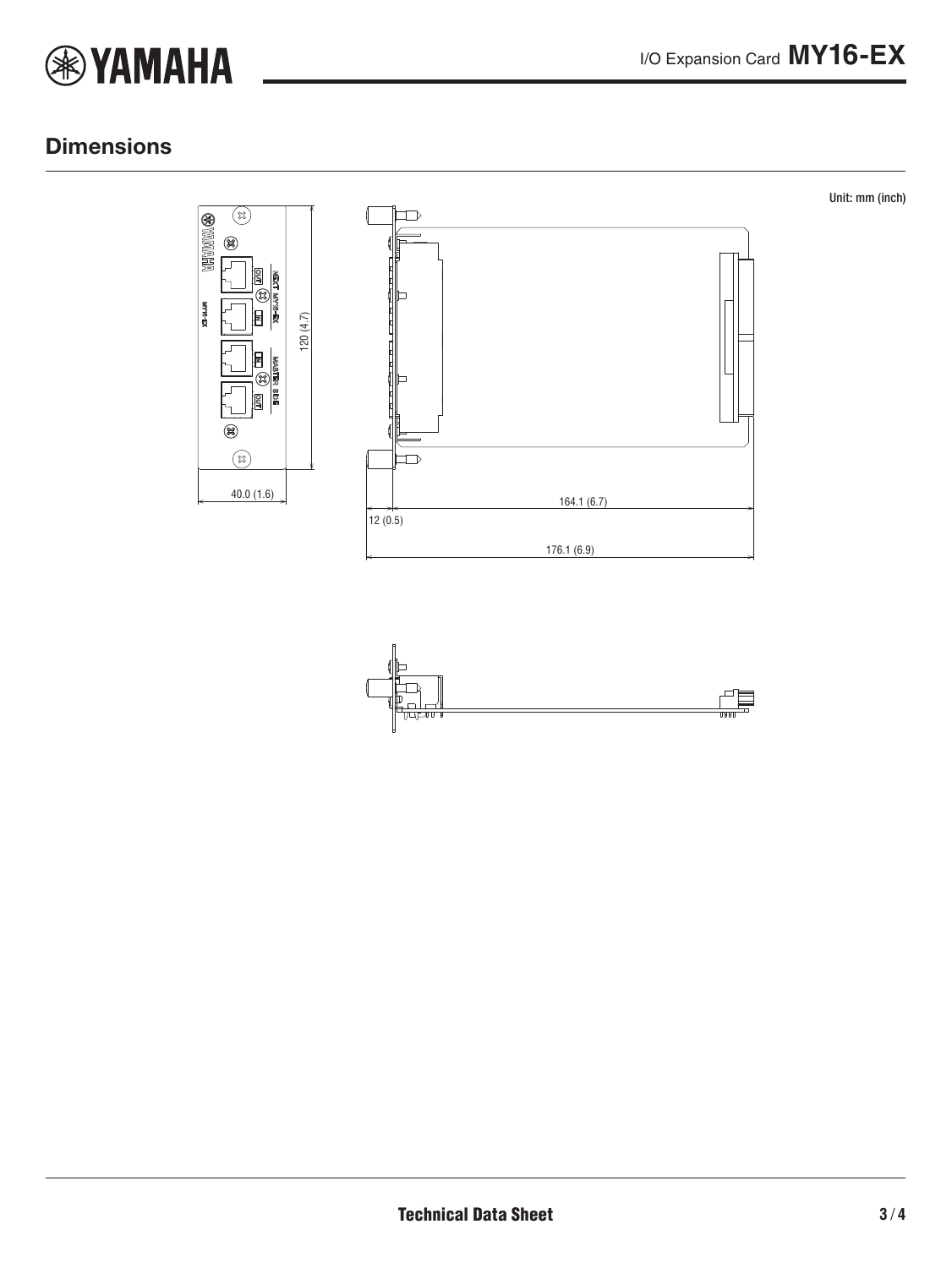## Dimensions

Unit: mm (inch)

120 (4.7)

40.0 (1.6)

164.1 (6.7)

12 (0.5)

176.1 (6.9)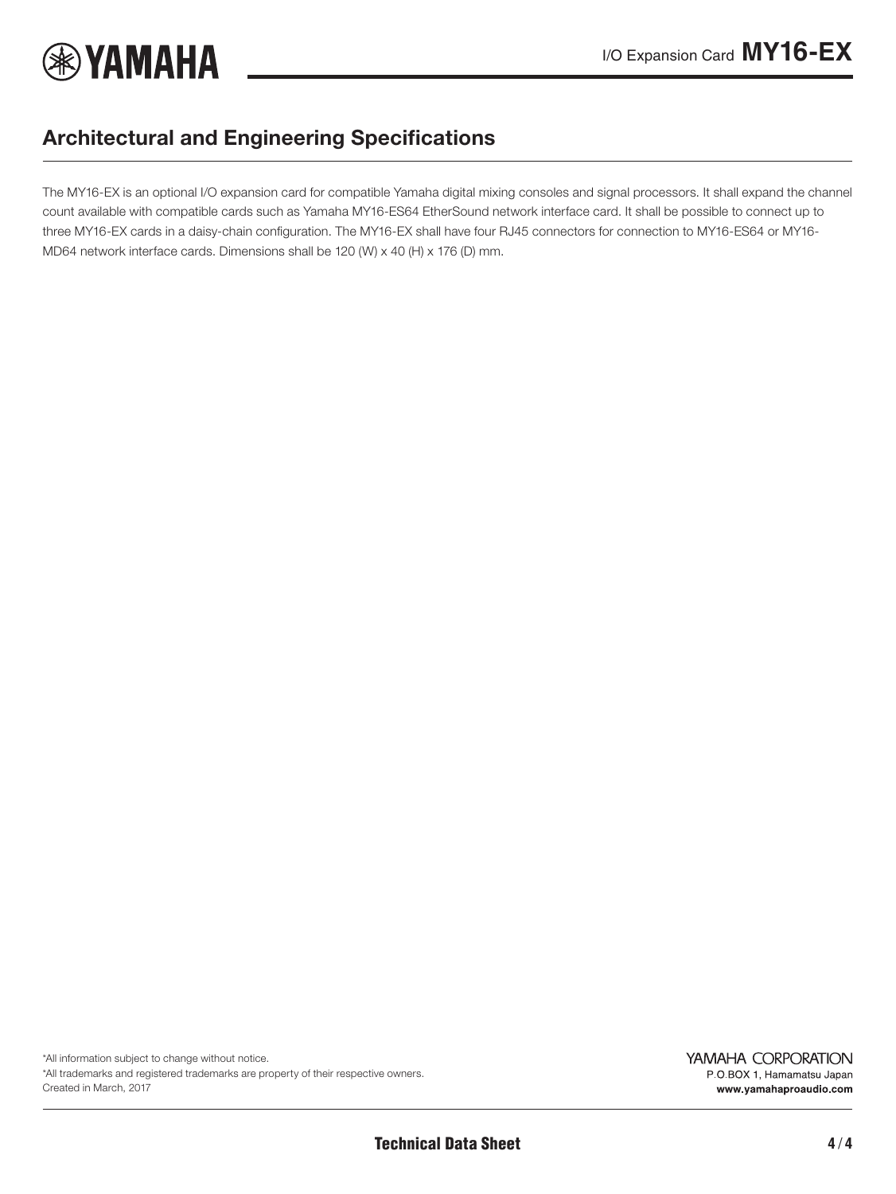## Architectural and Engineering Specifications

The MY16-EX is an optional I/O expansion card for compatible Yamaha digital mixing consoles and signal processors. It shall expand the channel count available with compatible cards such as Yamaha MY16-ES64 EtherSound network interface card. It shall be possible to connect up to three MY16-EX cards in a daisy-chain configuration. The MY16-EX shall have four RJ45 connectors for connection to MY16-ES64 or MY16-MD64 network interface cards. Dimensions shall be 120 (W) x 40 (H) x 176 (D) mm.

*All information subject to change without notice.
*All trademarks and registered trademarks are property of their respective owners.
Created in March, 2017

YAMAHA CORPORATION
P.O.BOX 1, Hamamatsu Japan
**www.yamahaproaudio.com**